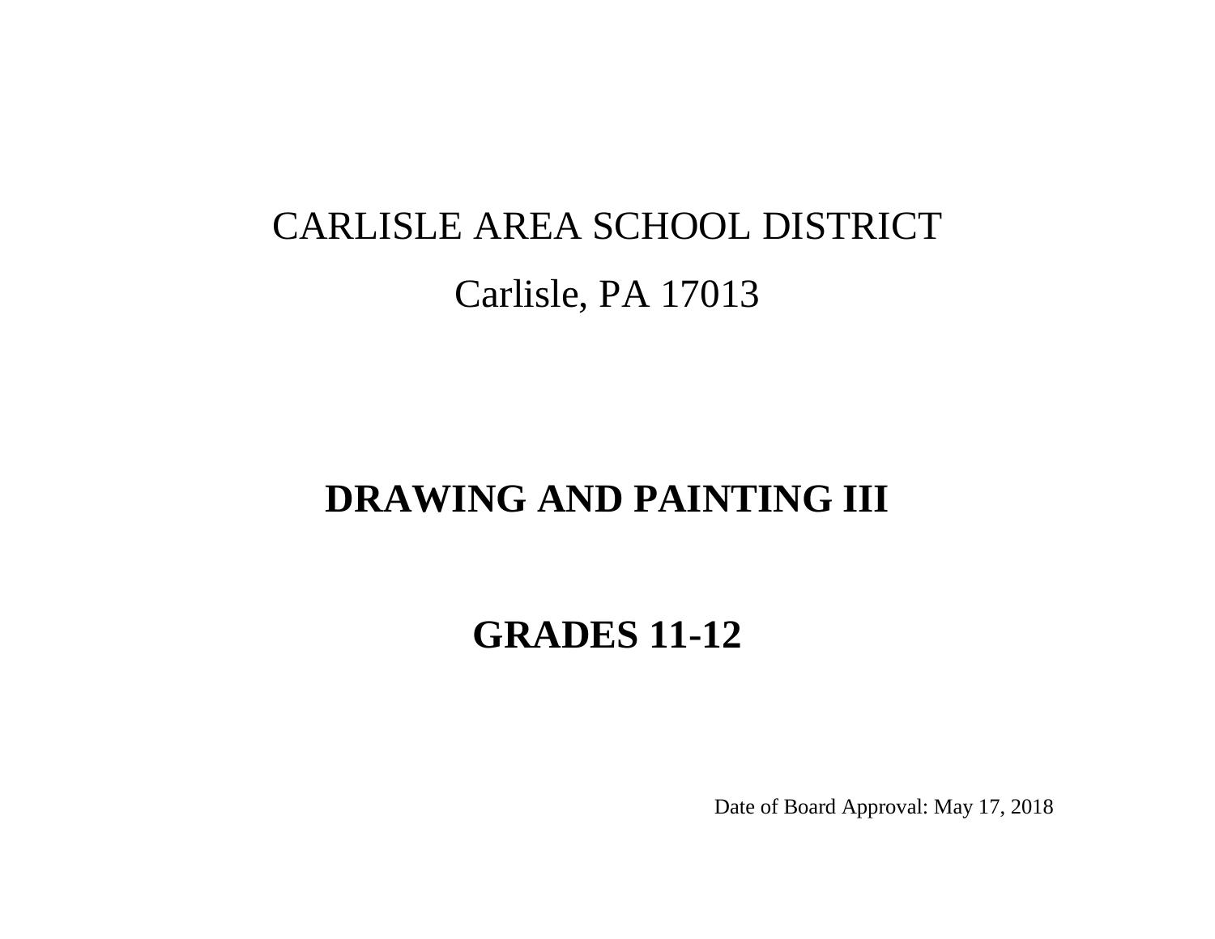CARLISLE AREA SCHOOL DISTRICT

Carlisle, PA 17013

# DRAWING AND PAINTING III

## GRADES 11-12

Date of Board Approval: May 17, 2018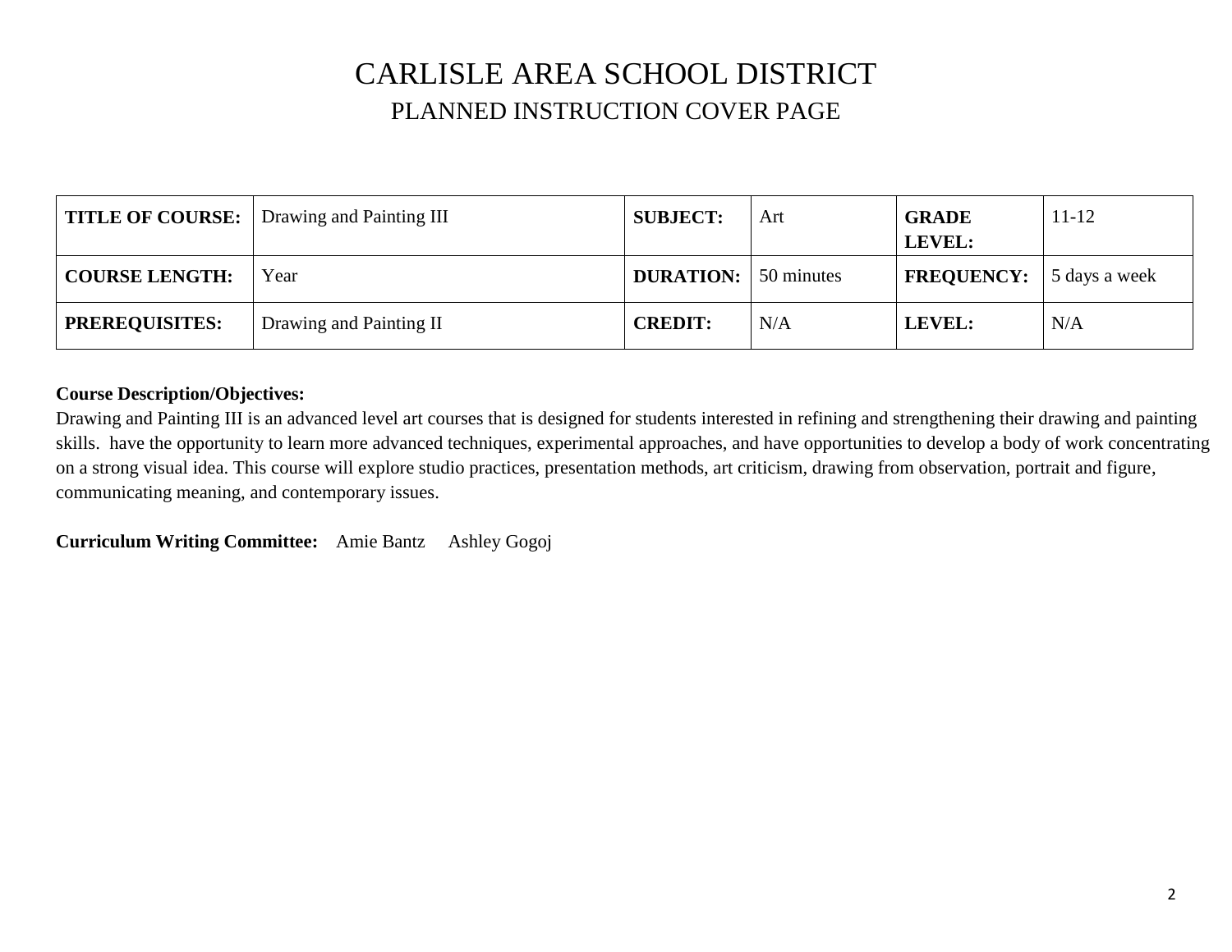# CARLISLE AREA SCHOOL DISTRICT

## PLANNED INSTRUCTION COVER PAGE

| **TITLE OF COURSE:** | Drawing and Painting III | **SUBJECT:** | Art | **GRADE LEVEL:** | 11-12 |
|---|---|---|---|---|---|
| **COURSE LENGTH:** | Year | **DURATION:** | 50 minutes | **FREQUENCY:** | 5 days a week |
| **PREREQUISITES:** | Drawing and Painting II | **CREDIT:** | N/A | **LEVEL:** | N/A |

**Course Description/Objectives:**
Drawing and Painting III is an advanced level art courses that is designed for students interested in refining and strengthening their drawing and painting skills. have the opportunity to learn more advanced techniques, experimental approaches, and have opportunities to develop a body of work concentrating on a strong visual idea. This course will explore studio practices, presentation methods, art criticism, drawing from observation, portrait and figure, communicating meaning, and contemporary issues.

**Curriculum Writing Committee:** Amie Bantz Ashley Gogoj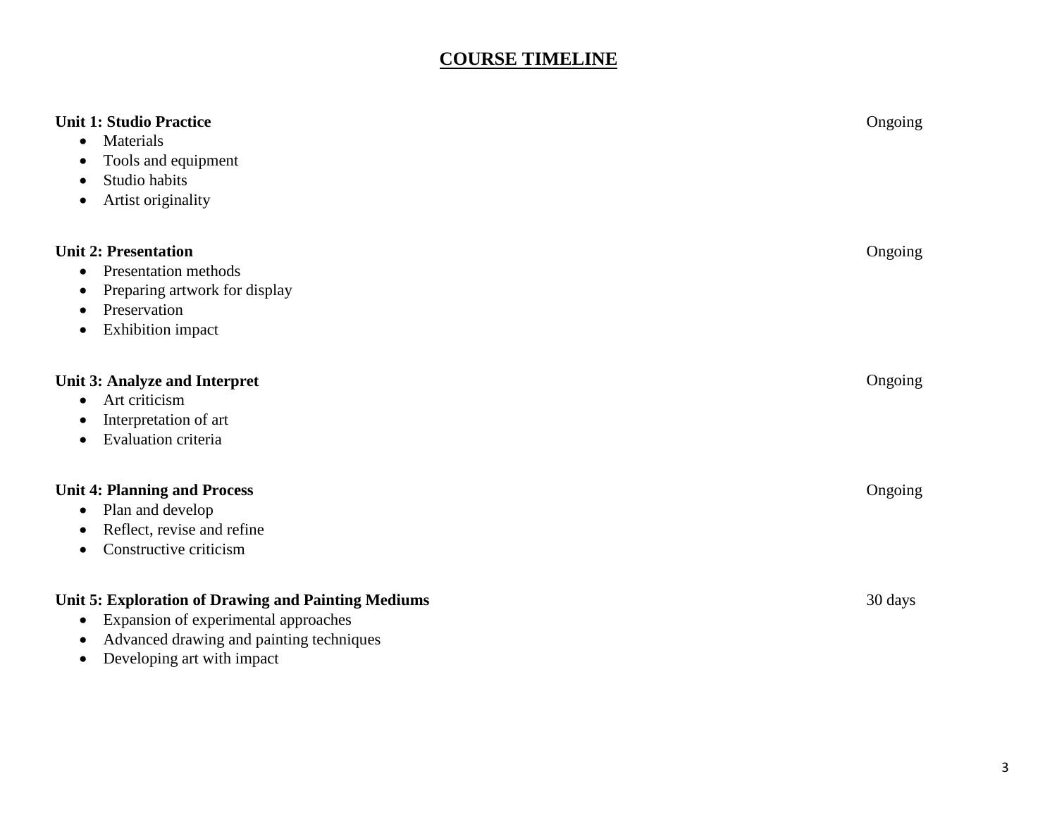# COURSE TIMELINE

**Unit 1: Studio Practice** — Ongoing

- Materials
- Tools and equipment
- Studio habits
- Artist originality

**Unit 2: Presentation** — Ongoing

- Presentation methods
- Preparing artwork for display
- Preservation
- Exhibition impact

**Unit 3: Analyze and Interpret** — Ongoing

- Art criticism
- Interpretation of art
- Evaluation criteria

**Unit 4: Planning and Process** — Ongoing

- Plan and develop
- Reflect, revise and refine
- Constructive criticism

**Unit 5: Exploration of Drawing and Painting Mediums** — 30 days

- Expansion of experimental approaches
- Advanced drawing and painting techniques
- Developing art with impact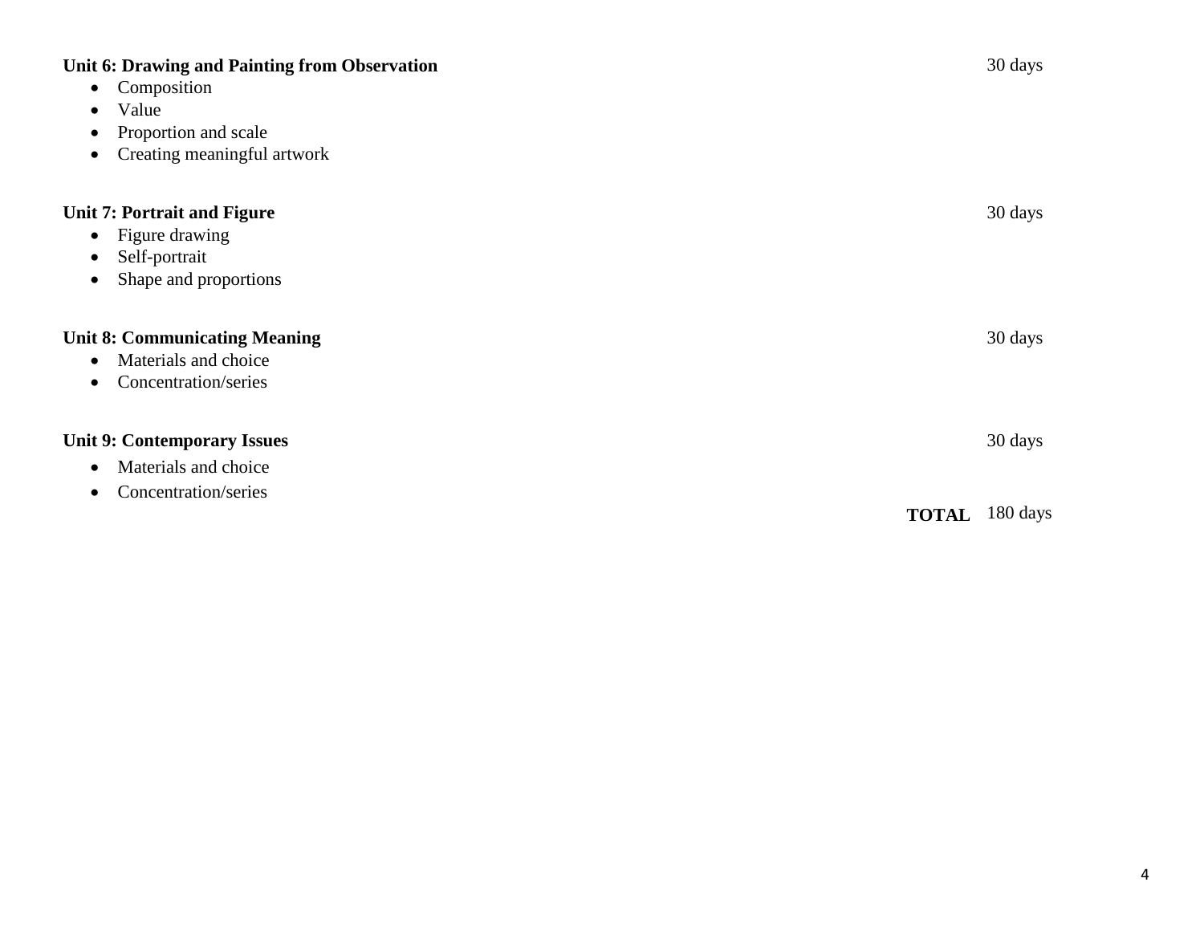**Unit 6: Drawing and Painting from Observation** 30 days

- Composition
- Value
- Proportion and scale
- Creating meaningful artwork

**Unit 7: Portrait and Figure** 30 days

- Figure drawing
- Self-portrait
- Shape and proportions

**Unit 8: Communicating Meaning** 30 days

- Materials and choice
- Concentration/series

**Unit 9: Contemporary Issues** 30 days

- Materials and choice
- Concentration/series

**TOTAL** 180 days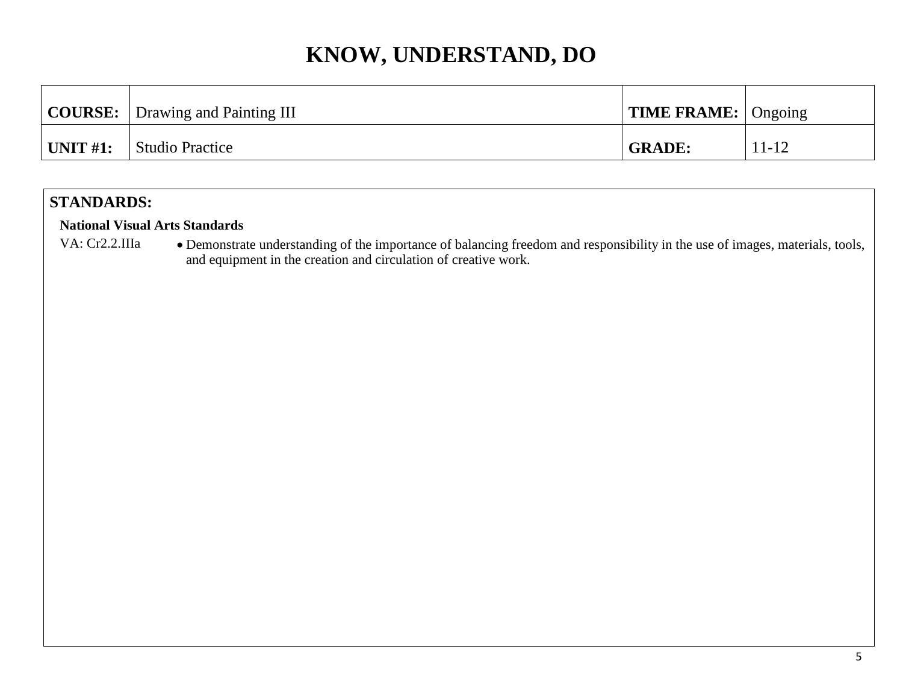# KNOW, UNDERSTAND, DO

| **COURSE:** | Drawing and Painting III | **TIME FRAME:** | Ongoing |
|---|---|---|---|
| **UNIT #1:** | Studio Practice | **GRADE:** | 11-12 |

## STANDARDS:

**National Visual Arts Standards**

| | |
|---|---|
| VA: Cr2.2.IIIa | • Demonstrate understanding of the importance of balancing freedom and responsibility in the use of images, materials, tools, and equipment in the creation and circulation of creative work. |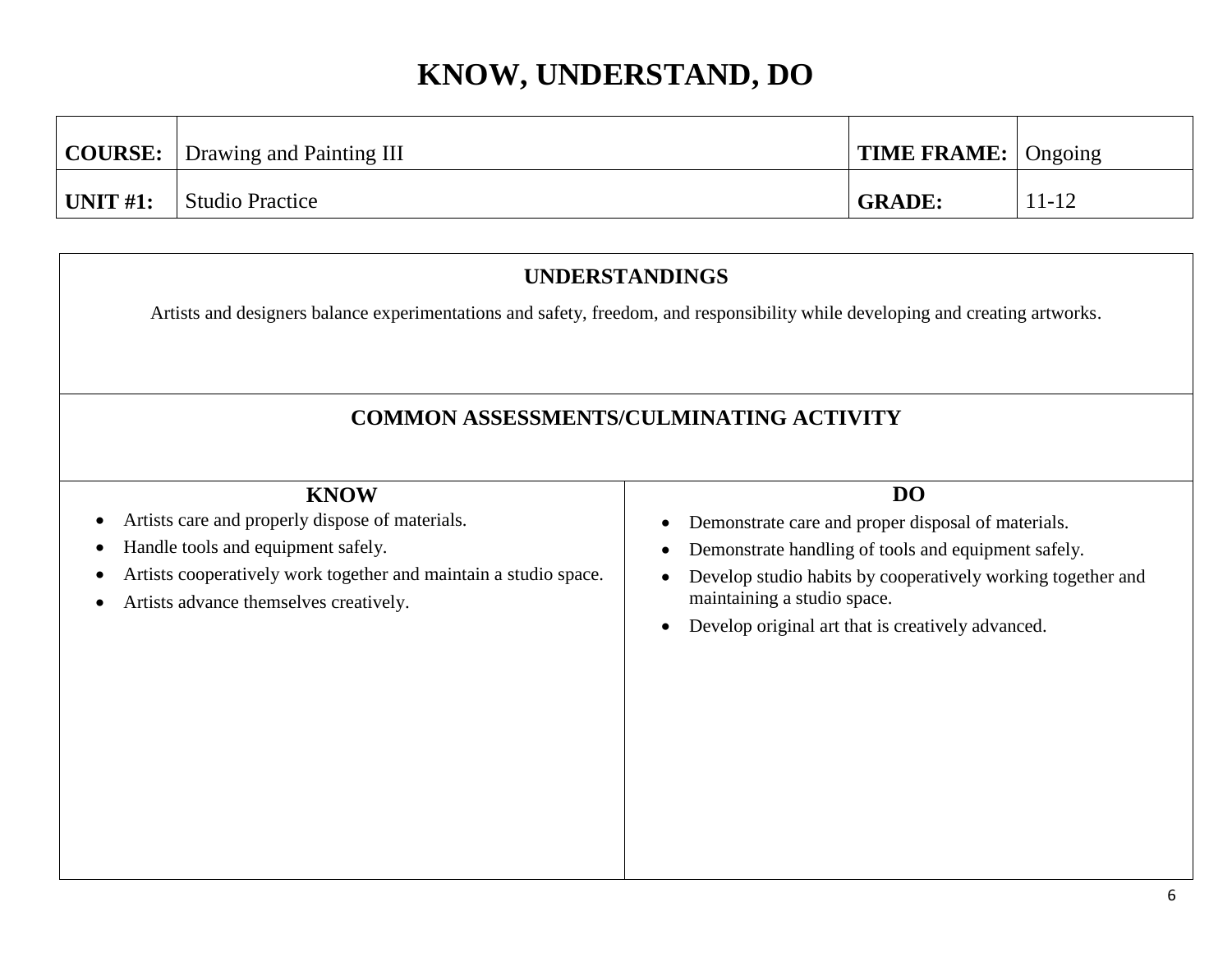# KNOW, UNDERSTAND, DO

| **COURSE:** | Drawing and Painting III | **TIME FRAME:** | Ongoing |
| --- | --- | --- | --- |
| **UNIT #1:** | Studio Practice | **GRADE:** | 11-12 |

## UNDERSTANDINGS

Artists and designers balance experimentations and safety, freedom, and responsibility while developing and creating artworks.

## COMMON ASSESSMENTS/CULMINATING ACTIVITY

| **KNOW** | **DO** |
| --- | --- |
| • Artists care and properly dispose of materials.<br>• Handle tools and equipment safely.<br>• Artists cooperatively work together and maintain a studio space.<br>• Artists advance themselves creatively. | • Demonstrate care and proper disposal of materials.<br>• Demonstrate handling of tools and equipment safely.<br>• Develop studio habits by cooperatively working together and maintaining a studio space.<br>• Develop original art that is creatively advanced. |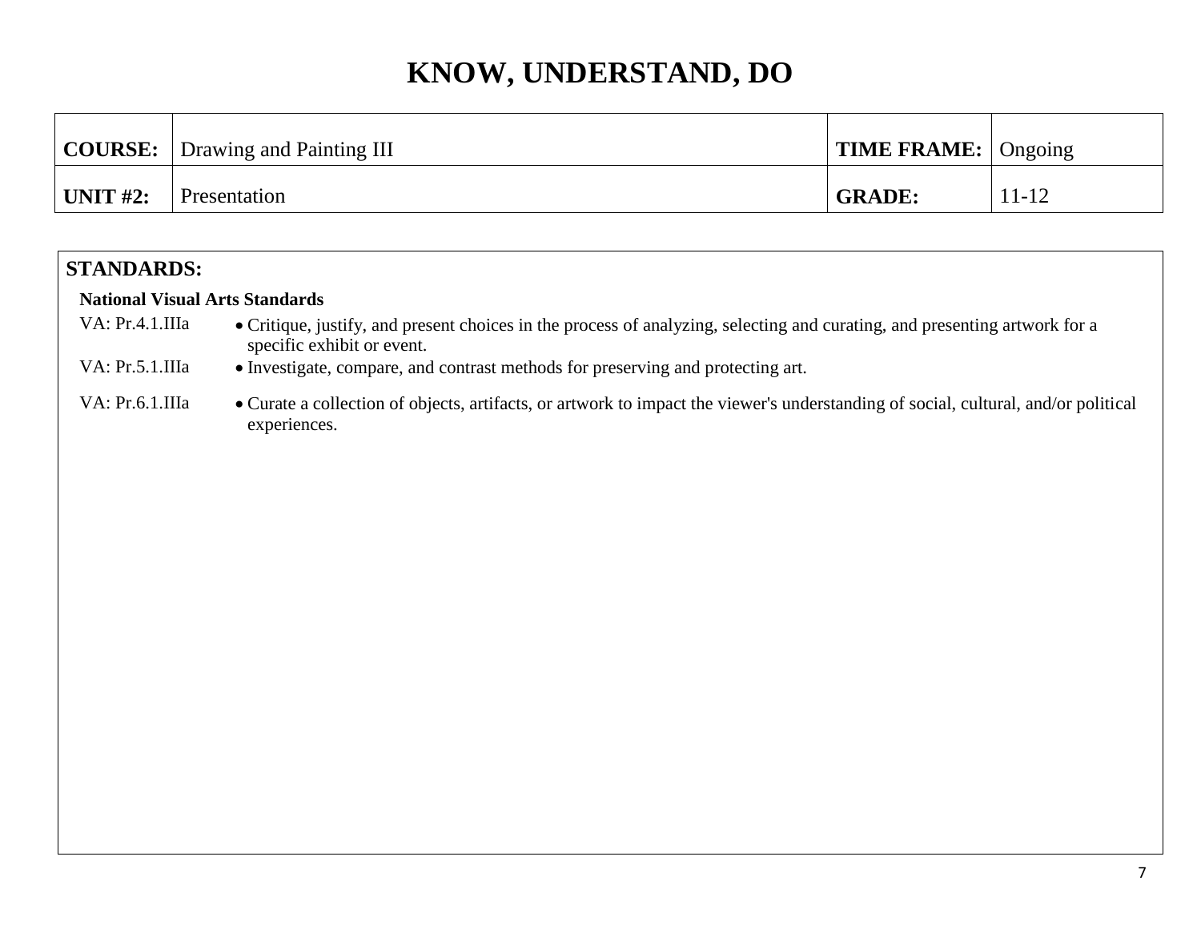# KNOW, UNDERSTAND, DO

| COURSE: | Drawing and Painting III | TIME FRAME: | Ongoing |
|---|---|---|---|
| UNIT #2: | Presentation | GRADE: | 11-12 |

## STANDARDS:

**National Visual Arts Standards**

| | |
|---|---|
| VA: Pr.4.1.IIIa | • Critique, justify, and present choices in the process of analyzing, selecting and curating, and presenting artwork for a specific exhibit or event. |
| VA: Pr.5.1.IIIa | • Investigate, compare, and contrast methods for preserving and protecting art. |
| VA: Pr.6.1.IIIa | • Curate a collection of objects, artifacts, or artwork to impact the viewer's understanding of social, cultural, and/or political experiences. |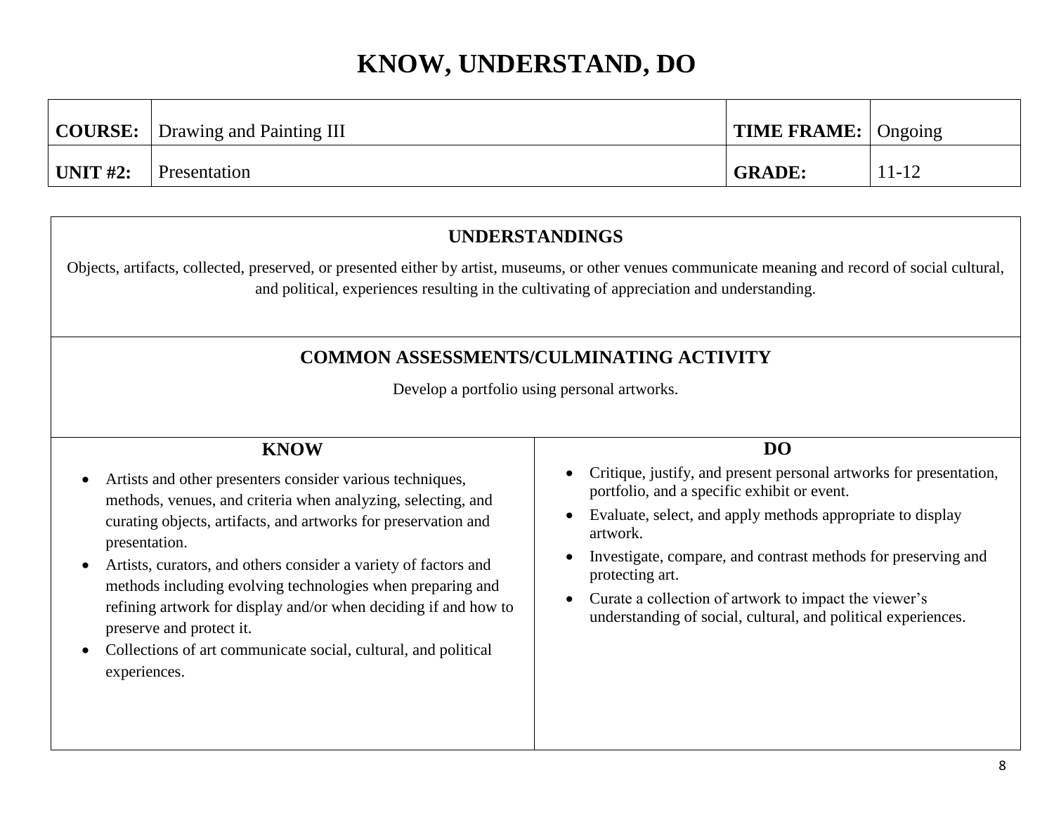# KNOW, UNDERSTAND, DO

| **COURSE:** | Drawing and Painting III | **TIME FRAME:** | Ongoing |
|---|---|---|---|
| **UNIT #2:** | Presentation | **GRADE:** | 11-12 |

## UNDERSTANDINGS

Objects, artifacts, collected, preserved, or presented either by artist, museums, or other venues communicate meaning and record of social cultural, and political, experiences resulting in the cultivating of appreciation and understanding.

## COMMON ASSESSMENTS/CULMINATING ACTIVITY

Develop a portfolio using personal artworks.

### KNOW

- Artists and other presenters consider various techniques, methods, venues, and criteria when analyzing, selecting, and curating objects, artifacts, and artworks for preservation and presentation.
- Artists, curators, and others consider a variety of factors and methods including evolving technologies when preparing and refining artwork for display and/or when deciding if and how to preserve and protect it.
- Collections of art communicate social, cultural, and political experiences.

### DO

- Critique, justify, and present personal artworks for presentation, portfolio, and a specific exhibit or event.
- Evaluate, select, and apply methods appropriate to display artwork.
- Investigate, compare, and contrast methods for preserving and protecting art.
- Curate a collection of artwork to impact the viewer's understanding of social, cultural, and political experiences.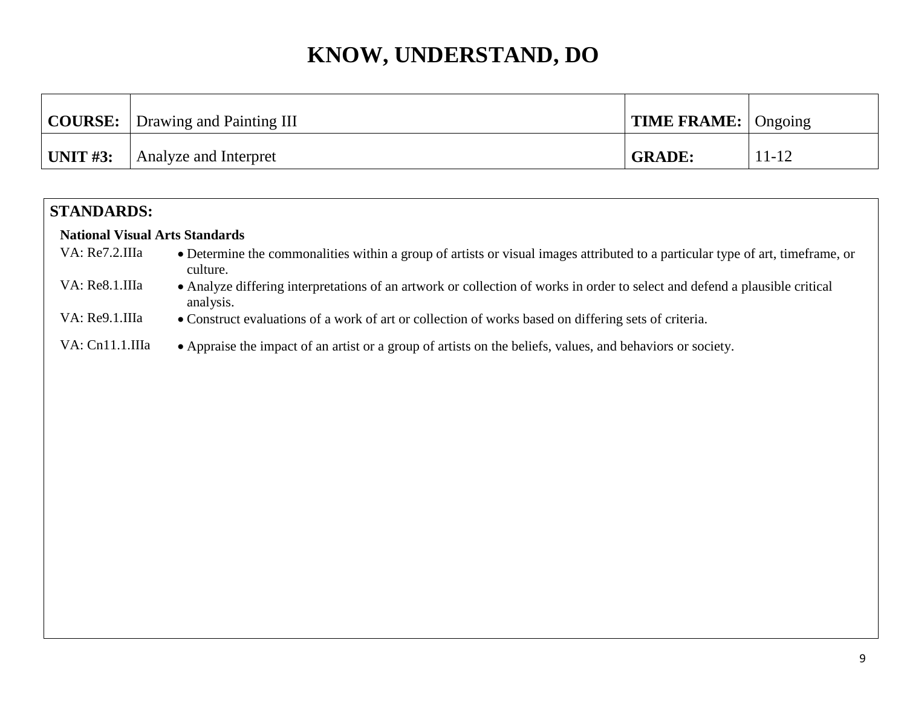# KNOW, UNDERSTAND, DO

| **COURSE:** | Drawing and Painting III | **TIME FRAME:** | Ongoing |
|---|---|---|---|
| **UNIT #3:** | Analyze and Interpret | **GRADE:** | 11-12 |

## STANDARDS:

**National Visual Arts Standards**

| | |
|---|---|
| VA: Re7.2.IIIa | • Determine the commonalities within a group of artists or visual images attributed to a particular type of art, timeframe, or culture. |
| VA: Re8.1.IIIa | • Analyze differing interpretations of an artwork or collection of works in order to select and defend a plausible critical analysis. |
| VA: Re9.1.IIIa | • Construct evaluations of a work of art or collection of works based on differing sets of criteria. |
| VA: Cn11.1.IIIa | • Appraise the impact of an artist or a group of artists on the beliefs, values, and behaviors or society. |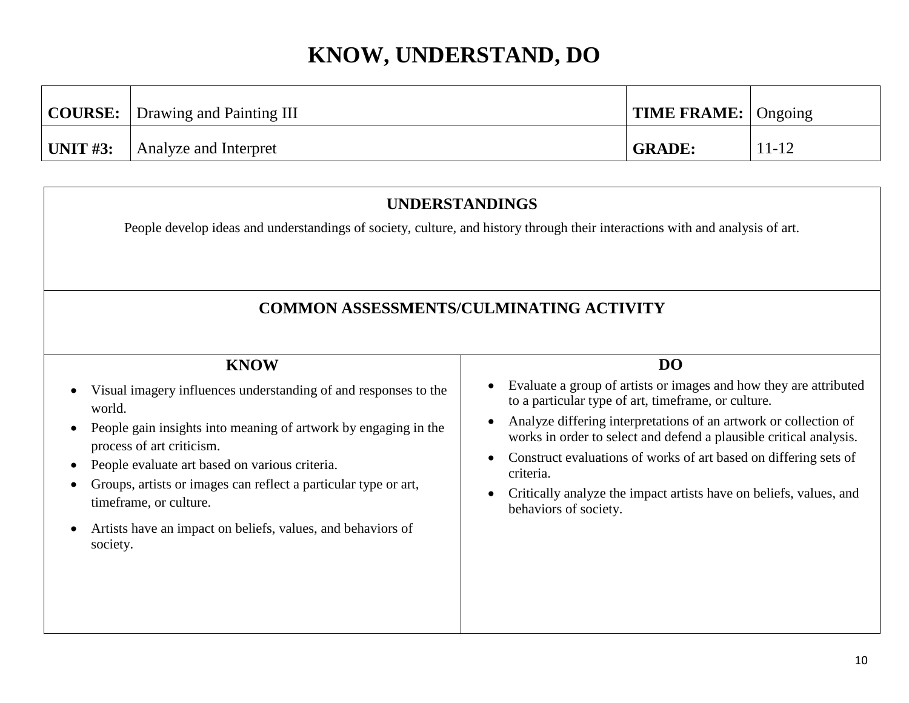# KNOW, UNDERSTAND, DO

| **COURSE:** | Drawing and Painting III | **TIME FRAME:** | Ongoing |
|---|---|---|---|
| **UNIT #3:** | Analyze and Interpret | **GRADE:** | 11-12 |

## UNDERSTANDINGS

People develop ideas and understandings of society, culture, and history through their interactions with and analysis of art.

## COMMON ASSESSMENTS/CULMINATING ACTIVITY

### KNOW

- Visual imagery influences understanding of and responses to the world.
- People gain insights into meaning of artwork by engaging in the process of art criticism.
- People evaluate art based on various criteria.
- Groups, artists or images can reflect a particular type or art, timeframe, or culture.
- Artists have an impact on beliefs, values, and behaviors of society.

### DO

- Evaluate a group of artists or images and how they are attributed to a particular type of art, timeframe, or culture.
- Analyze differing interpretations of an artwork or collection of works in order to select and defend a plausible critical analysis.
- Construct evaluations of works of art based on differing sets of criteria.
- Critically analyze the impact artists have on beliefs, values, and behaviors of society.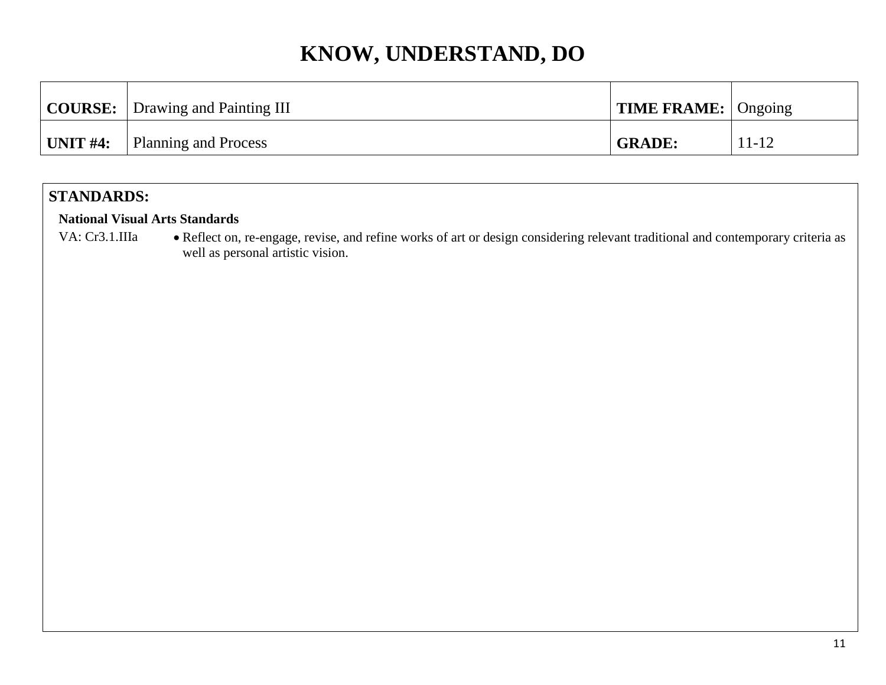# KNOW, UNDERSTAND, DO

| **COURSE:** | Drawing and Painting III | **TIME FRAME:** | Ongoing |
|---|---|---|---|
| **UNIT #4:** | Planning and Process | **GRADE:** | 11-12 |

## STANDARDS:

**National Visual Arts Standards**

VA: Cr3.1.IIIa
- Reflect on, re-engage, revise, and refine works of art or design considering relevant traditional and contemporary criteria as well as personal artistic vision.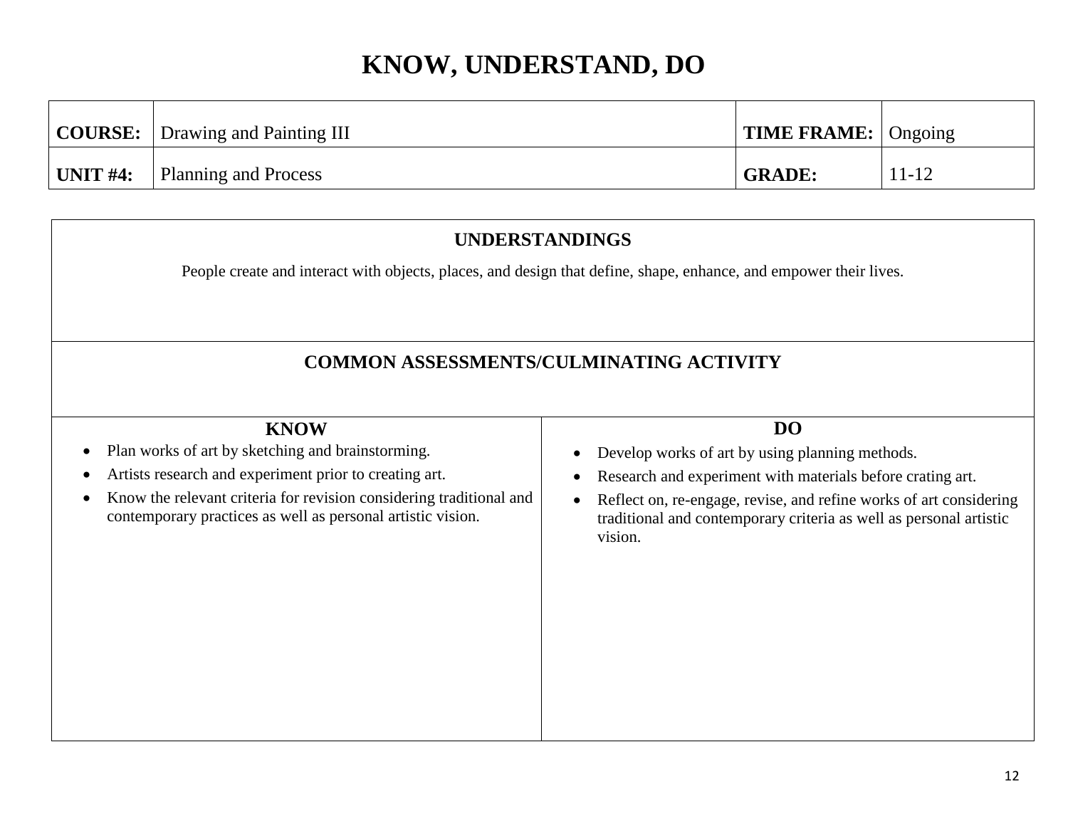# KNOW, UNDERSTAND, DO

| **COURSE:** | Drawing and Painting III | **TIME FRAME:** | Ongoing |
|---|---|---|---|
| **UNIT #4:** | Planning and Process | **GRADE:** | 11-12 |

## UNDERSTANDINGS

People create and interact with objects, places, and design that define, shape, enhance, and empower their lives.

## COMMON ASSESSMENTS/CULMINATING ACTIVITY

| KNOW | DO |
|---|---|
| • Plan works of art by sketching and brainstorming.<br>• Artists research and experiment prior to creating art.<br>• Know the relevant criteria for revision considering traditional and contemporary practices as well as personal artistic vision. | • Develop works of art by using planning methods.<br>• Research and experiment with materials before crating art.<br>• Reflect on, re-engage, revise, and refine works of art considering traditional and contemporary criteria as well as personal artistic vision. |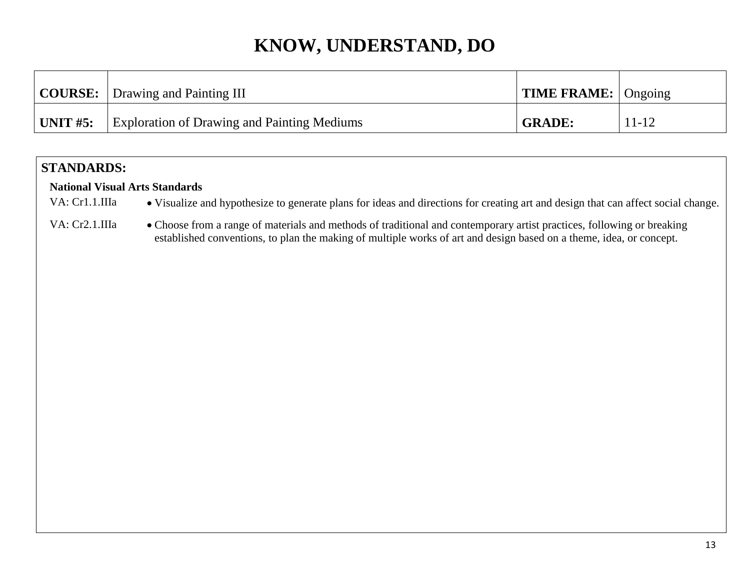# KNOW, UNDERSTAND, DO

| **COURSE:** | Drawing and Painting III | **TIME FRAME:** | Ongoing |
|---|---|---|---|
| **UNIT #5:** | Exploration of Drawing and Painting Mediums | **GRADE:** | 11-12 |

## STANDARDS:

**National Visual Arts Standards**

| | |
|---|---|
| VA: Cr1.1.IIIa | • Visualize and hypothesize to generate plans for ideas and directions for creating art and design that can affect social change. |
| VA: Cr2.1.IIIa | • Choose from a range of materials and methods of traditional and contemporary artist practices, following or breaking established conventions, to plan the making of multiple works of art and design based on a theme, idea, or concept. |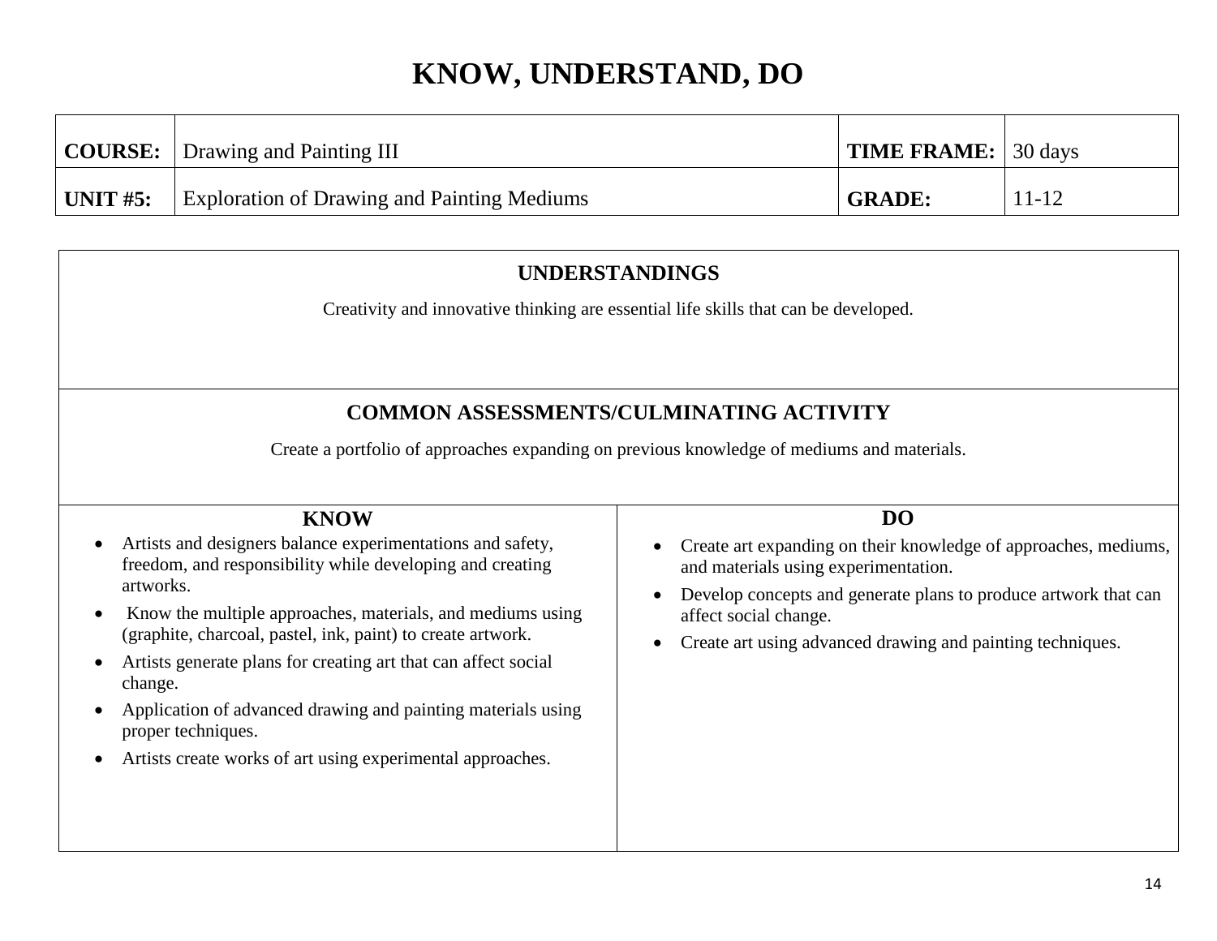# KNOW, UNDERSTAND, DO

| **COURSE:** | Drawing and Painting III | **TIME FRAME:** | 30 days |
| --- | --- | --- | --- |
| **UNIT #5:** | Exploration of Drawing and Painting Mediums | **GRADE:** | 11-12 |

## UNDERSTANDINGS

Creativity and innovative thinking are essential life skills that can be developed.

## COMMON ASSESSMENTS/CULMINATING ACTIVITY

Create a portfolio of approaches expanding on previous knowledge of mediums and materials.

### KNOW

- Artists and designers balance experimentations and safety, freedom, and responsibility while developing and creating artworks.
- Know the multiple approaches, materials, and mediums using (graphite, charcoal, pastel, ink, paint) to create artwork.
- Artists generate plans for creating art that can affect social change.
- Application of advanced drawing and painting materials using proper techniques.
- Artists create works of art using experimental approaches.

### DO

- Create art expanding on their knowledge of approaches, mediums, and materials using experimentation.
- Develop concepts and generate plans to produce artwork that can affect social change.
- Create art using advanced drawing and painting techniques.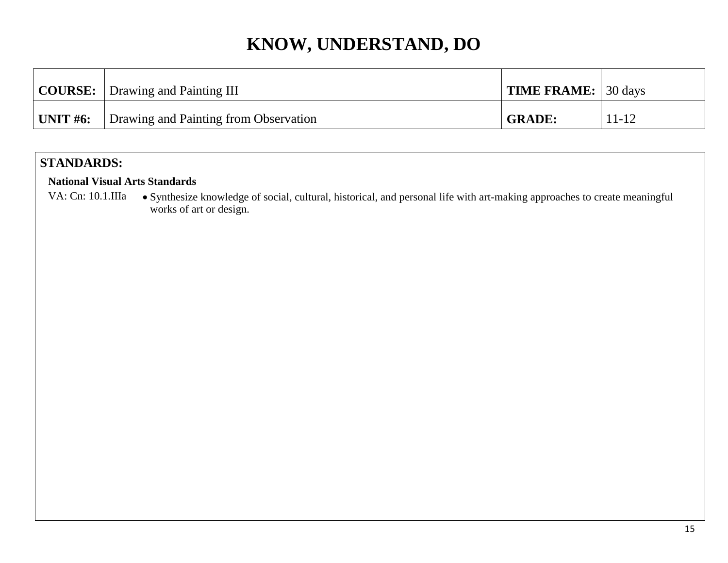# KNOW, UNDERSTAND, DO

| **COURSE:** | Drawing and Painting III | **TIME FRAME:** | 30 days |
|---|---|---|---|
| **UNIT #6:** | Drawing and Painting from Observation | **GRADE:** | 11-12 |

**STANDARDS:**

**National Visual Arts Standards**

VA: Cn: 10.1.IIIa
- Synthesize knowledge of social, cultural, historical, and personal life with art-making approaches to create meaningful works of art or design.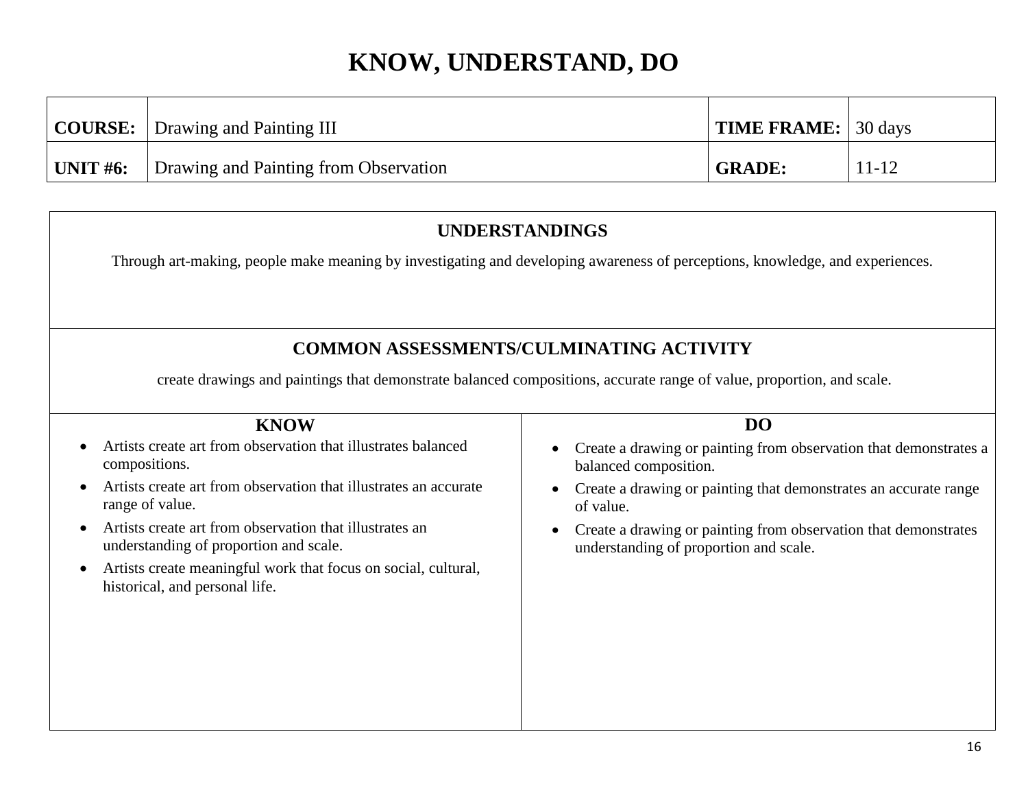# KNOW, UNDERSTAND, DO

| **COURSE:** | Drawing and Painting III | **TIME FRAME:** | 30 days |
|---|---|---|---|
| **UNIT #6:** | Drawing and Painting from Observation | **GRADE:** | 11-12 |

## UNDERSTANDINGS

Through art-making, people make meaning by investigating and developing awareness of perceptions, knowledge, and experiences.

## COMMON ASSESSMENTS/CULMINATING ACTIVITY

create drawings and paintings that demonstrate balanced compositions, accurate range of value, proportion, and scale.

### KNOW

- Artists create art from observation that illustrates balanced compositions.
- Artists create art from observation that illustrates an accurate range of value.
- Artists create art from observation that illustrates an understanding of proportion and scale.
- Artists create meaningful work that focus on social, cultural, historical, and personal life.

### DO

- Create a drawing or painting from observation that demonstrates a balanced composition.
- Create a drawing or painting that demonstrates an accurate range of value.
- Create a drawing or painting from observation that demonstrates understanding of proportion and scale.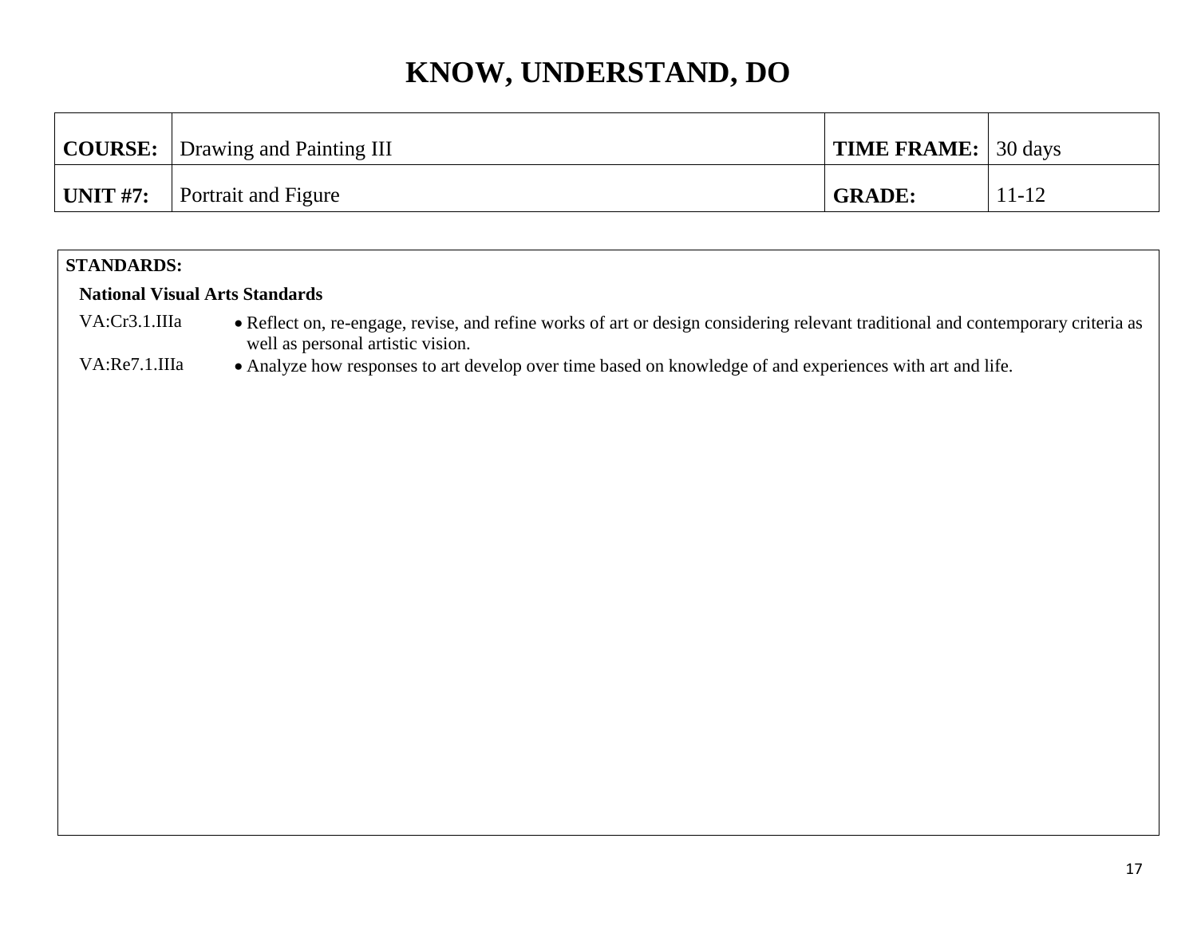# KNOW, UNDERSTAND, DO

| **COURSE:** | Drawing and Painting III | **TIME FRAME:** | 30 days |
|---|---|---|---|
| **UNIT #7:** | Portrait and Figure | **GRADE:** | 11-12 |

**STANDARDS:**

**National Visual Arts Standards**

| | |
|---|---|
| VA:Cr3.1.IIIa | • Reflect on, re-engage, revise, and refine works of art or design considering relevant traditional and contemporary criteria as well as personal artistic vision. |
| VA:Re7.1.IIIa | • Analyze how responses to art develop over time based on knowledge of and experiences with art and life. |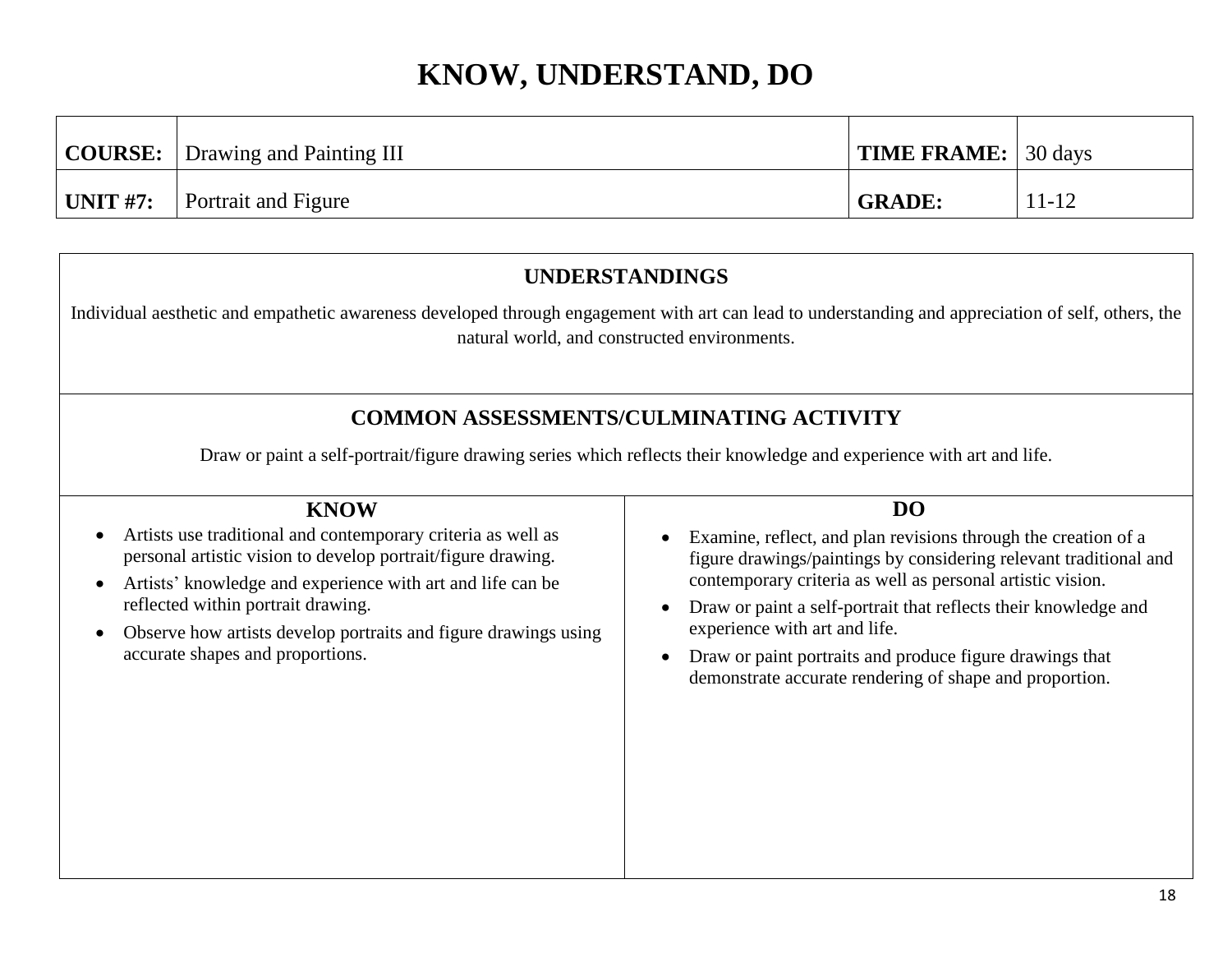# KNOW, UNDERSTAND, DO

| **COURSE:** | Drawing and Painting III | **TIME FRAME:** | 30 days |
| --- | --- | --- | --- |
| **UNIT #7:** | Portrait and Figure | **GRADE:** | 11-12 |

## UNDERSTANDINGS

Individual aesthetic and empathetic awareness developed through engagement with art can lead to understanding and appreciation of self, others, the natural world, and constructed environments.

## COMMON ASSESSMENTS/CULMINATING ACTIVITY

Draw or paint a self-portrait/figure drawing series which reflects their knowledge and experience with art and life.

## KNOW

- Artists use traditional and contemporary criteria as well as personal artistic vision to develop portrait/figure drawing.
- Artists' knowledge and experience with art and life can be reflected within portrait drawing.
- Observe how artists develop portraits and figure drawings using accurate shapes and proportions.

## DO

- Examine, reflect, and plan revisions through the creation of a figure drawings/paintings by considering relevant traditional and contemporary criteria as well as personal artistic vision.
- Draw or paint a self-portrait that reflects their knowledge and experience with art and life.
- Draw or paint portraits and produce figure drawings that demonstrate accurate rendering of shape and proportion.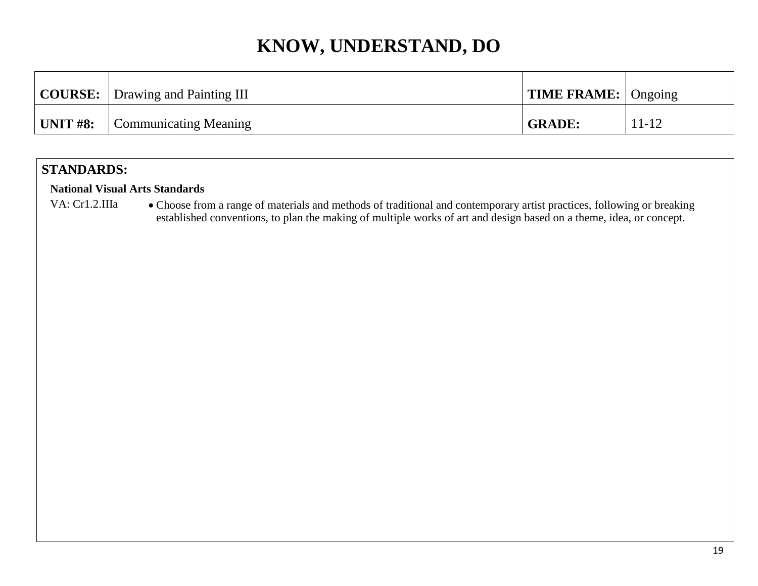# KNOW, UNDERSTAND, DO

| **COURSE:** | Drawing and Painting III | **TIME FRAME:** | Ongoing |
|---|---|---|---|
| **UNIT #8:** | Communicating Meaning | **GRADE:** | 11-12 |

## STANDARDS:

**National Visual Arts Standards**

VA: Cr1.2.IIIa

- Choose from a range of materials and methods of traditional and contemporary artist practices, following or breaking established conventions, to plan the making of multiple works of art and design based on a theme, idea, or concept.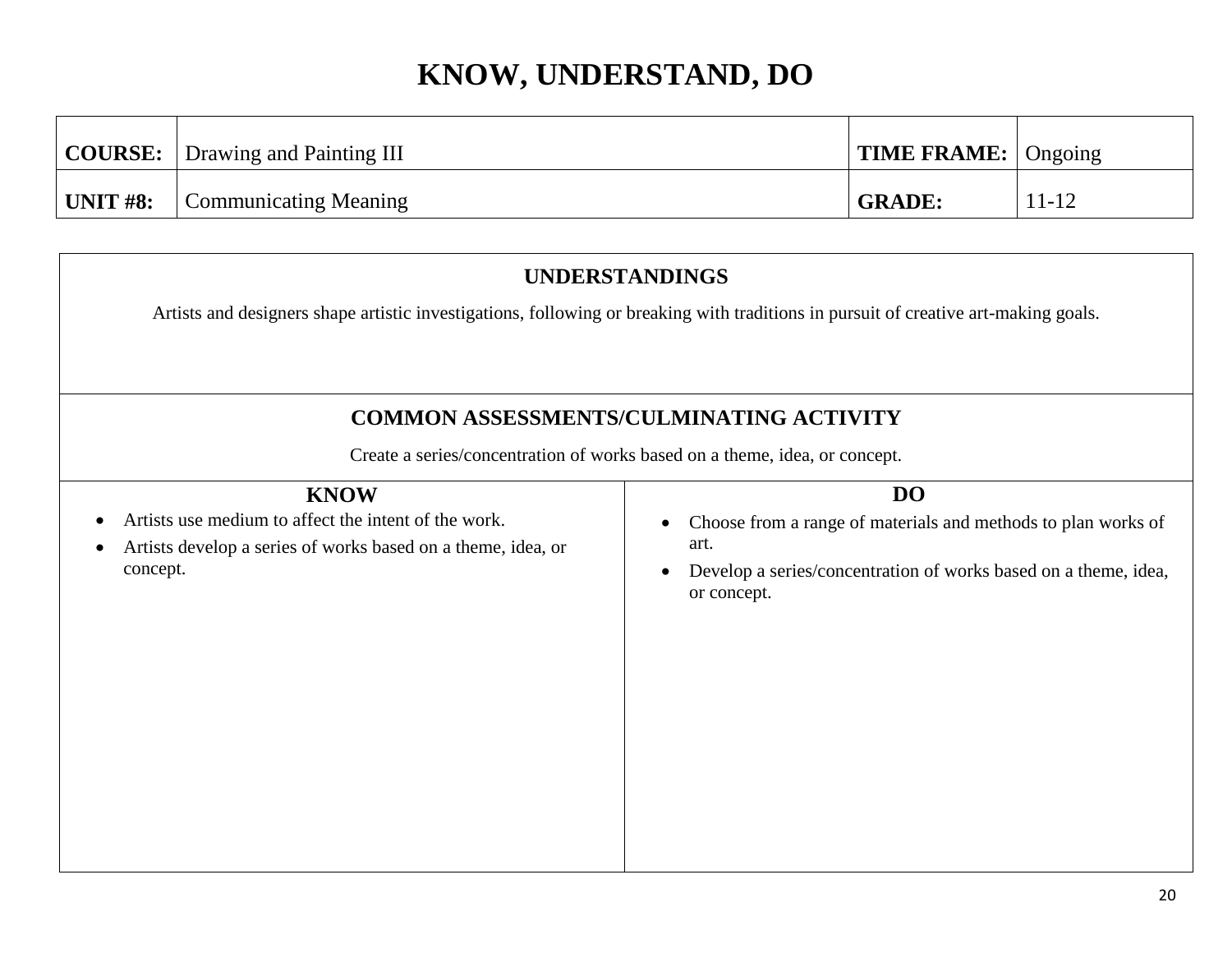# KNOW, UNDERSTAND, DO

| COURSE: | Drawing and Painting III | TIME FRAME: | Ongoing |
|---|---|---|---|
| UNIT #8: | Communicating Meaning | GRADE: | 11-12 |

## UNDERSTANDINGS

Artists and designers shape artistic investigations, following or breaking with traditions in pursuit of creative art-making goals.

## COMMON ASSESSMENTS/CULMINATING ACTIVITY

Create a series/concentration of works based on a theme, idea, or concept.

| KNOW | DO |
|---|---|
| • Artists use medium to affect the intent of the work.<br>• Artists develop a series of works based on a theme, idea, or concept. | • Choose from a range of materials and methods to plan works of art.<br>• Develop a series/concentration of works based on a theme, idea, or concept. |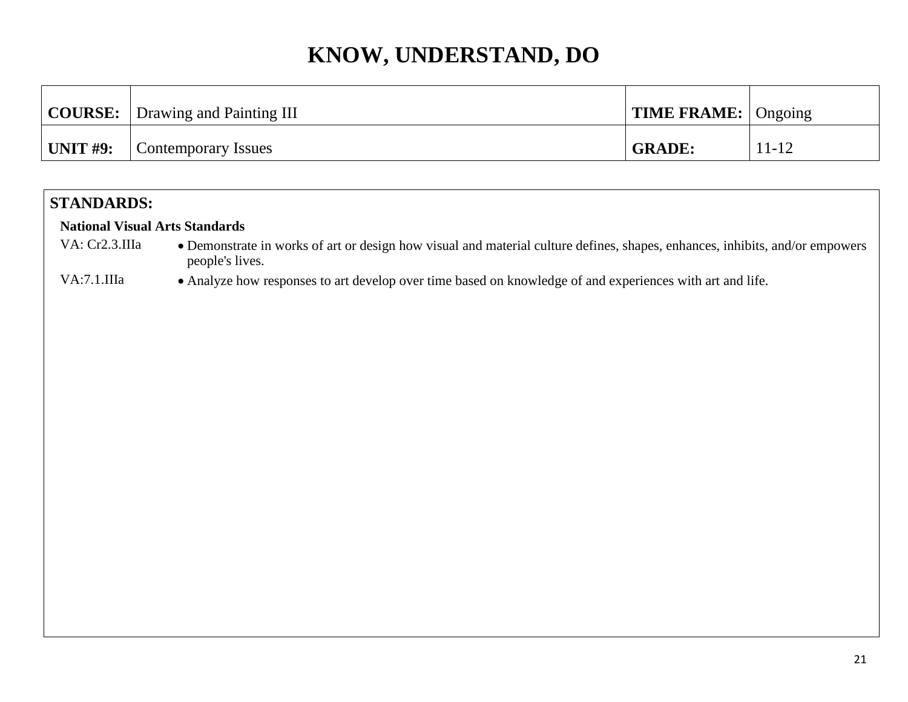# KNOW, UNDERSTAND, DO

| **COURSE:** | Drawing and Painting III | **TIME FRAME:** | Ongoing |
|---|---|---|---|
| **UNIT #9:** | Contemporary Issues | **GRADE:** | 11-12 |

## STANDARDS:

**National Visual Arts Standards**

| | |
|---|---|
| VA: Cr2.3.IIIa | • Demonstrate in works of art or design how visual and material culture defines, shapes, enhances, inhibits, and/or empowers people's lives. |
| VA:7.1.IIIa | • Analyze how responses to art develop over time based on knowledge of and experiences with art and life. |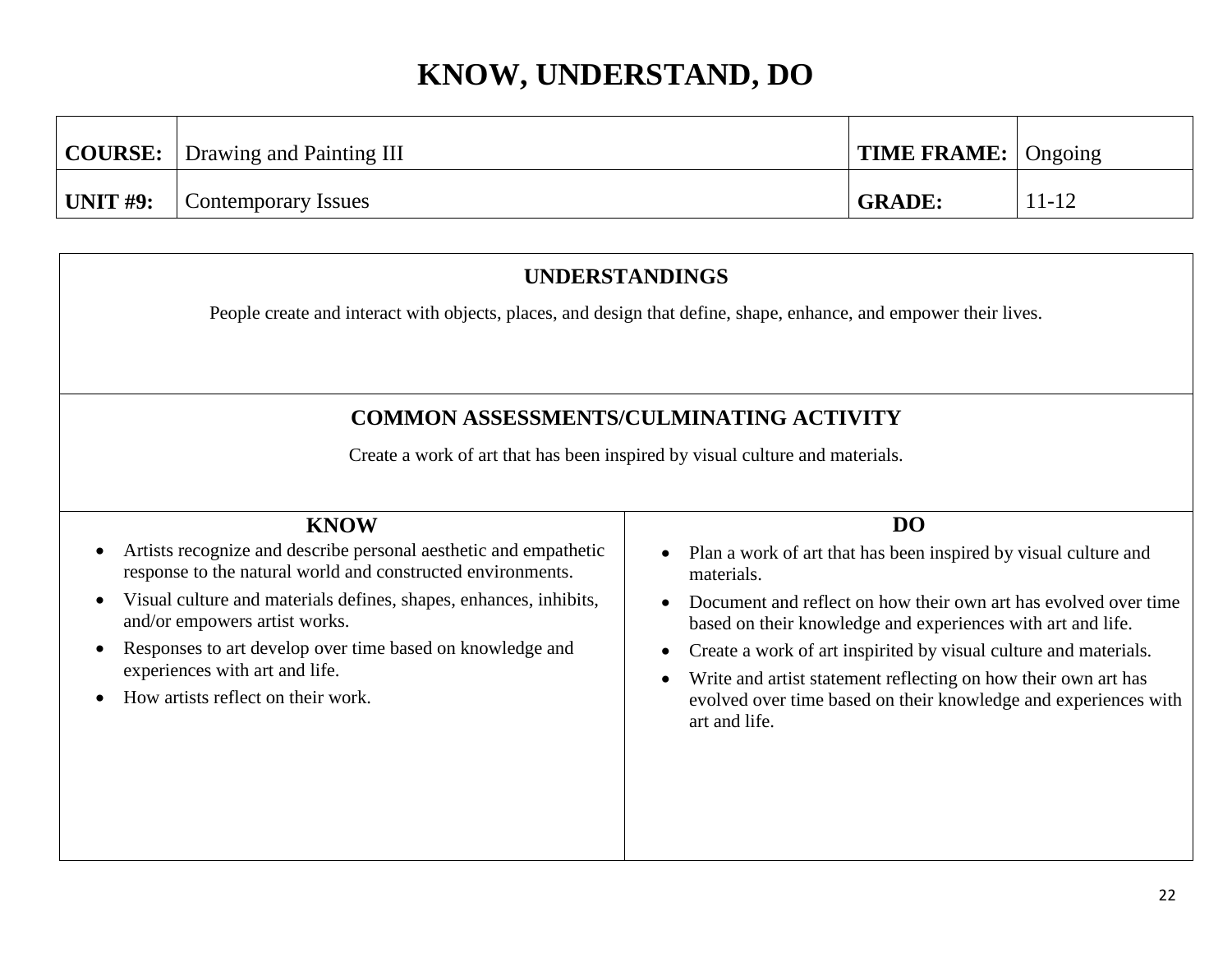# KNOW, UNDERSTAND, DO

| **COURSE:** | Drawing and Painting III | **TIME FRAME:** | Ongoing |
|---|---|---|---|
| **UNIT #9:** | Contemporary Issues | **GRADE:** | 11-12 |

## UNDERSTANDINGS

People create and interact with objects, places, and design that define, shape, enhance, and empower their lives.

## COMMON ASSESSMENTS/CULMINATING ACTIVITY

Create a work of art that has been inspired by visual culture and materials.

### KNOW

- Artists recognize and describe personal aesthetic and empathetic response to the natural world and constructed environments.
- Visual culture and materials defines, shapes, enhances, inhibits, and/or empowers artist works.
- Responses to art develop over time based on knowledge and experiences with art and life.
- How artists reflect on their work.

### DO

- Plan a work of art that has been inspired by visual culture and materials.
- Document and reflect on how their own art has evolved over time based on their knowledge and experiences with art and life.
- Create a work of art inspirited by visual culture and materials.
- Write and artist statement reflecting on how their own art has evolved over time based on their knowledge and experiences with art and life.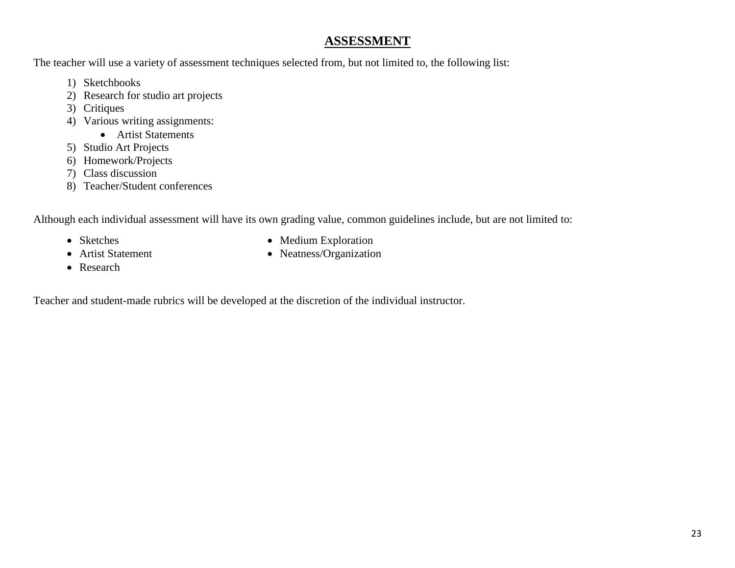## ASSESSMENT

The teacher will use a variety of assessment techniques selected from, but not limited to, the following list:

1) Sketchbooks
2) Research for studio art projects
3) Critiques
4) Various writing assignments:
    - Artist Statements
5) Studio Art Projects
6) Homework/Projects
7) Class discussion
8) Teacher/Student conferences

Although each individual assessment will have its own grading value, common guidelines include, but are not limited to:

- Sketches
- Artist Statement
- Research
- Medium Exploration
- Neatness/Organization

Teacher and student-made rubrics will be developed at the discretion of the individual instructor.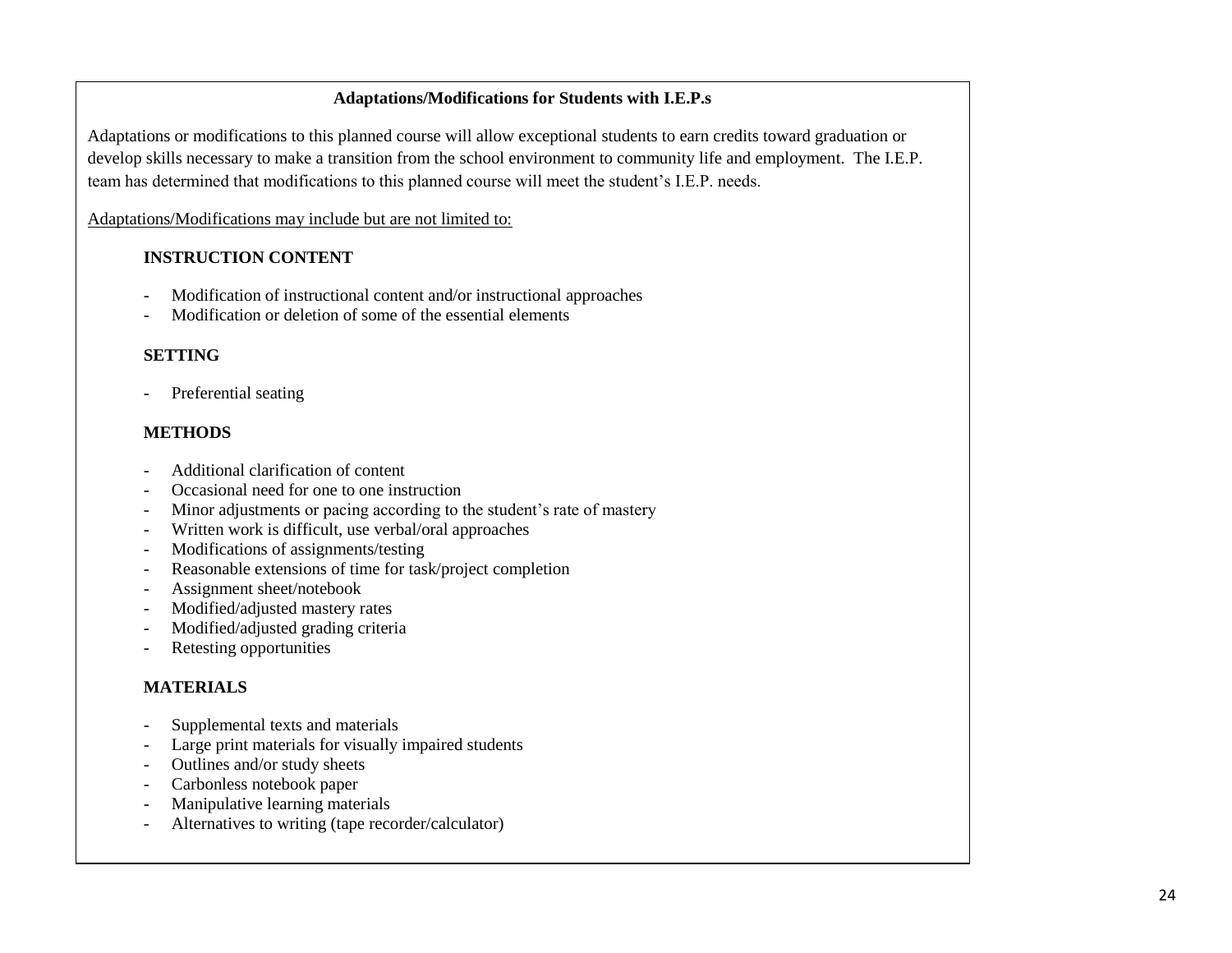## Adaptations/Modifications for Students with I.E.P.s

Adaptations or modifications to this planned course will allow exceptional students to earn credits toward graduation or develop skills necessary to make a transition from the school environment to community life and employment. The I.E.P. team has determined that modifications to this planned course will meet the student's I.E.P. needs.

<u>Adaptations/Modifications may include but are not limited to:</u>

### INSTRUCTION CONTENT

- Modification of instructional content and/or instructional approaches
- Modification or deletion of some of the essential elements

### SETTING

- Preferential seating

### METHODS

- Additional clarification of content
- Occasional need for one to one instruction
- Minor adjustments or pacing according to the student's rate of mastery
- Written work is difficult, use verbal/oral approaches
- Modifications of assignments/testing
- Reasonable extensions of time for task/project completion
- Assignment sheet/notebook
- Modified/adjusted mastery rates
- Modified/adjusted grading criteria
- Retesting opportunities

### MATERIALS

- Supplemental texts and materials
- Large print materials for visually impaired students
- Outlines and/or study sheets
- Carbonless notebook paper
- Manipulative learning materials
- Alternatives to writing (tape recorder/calculator)